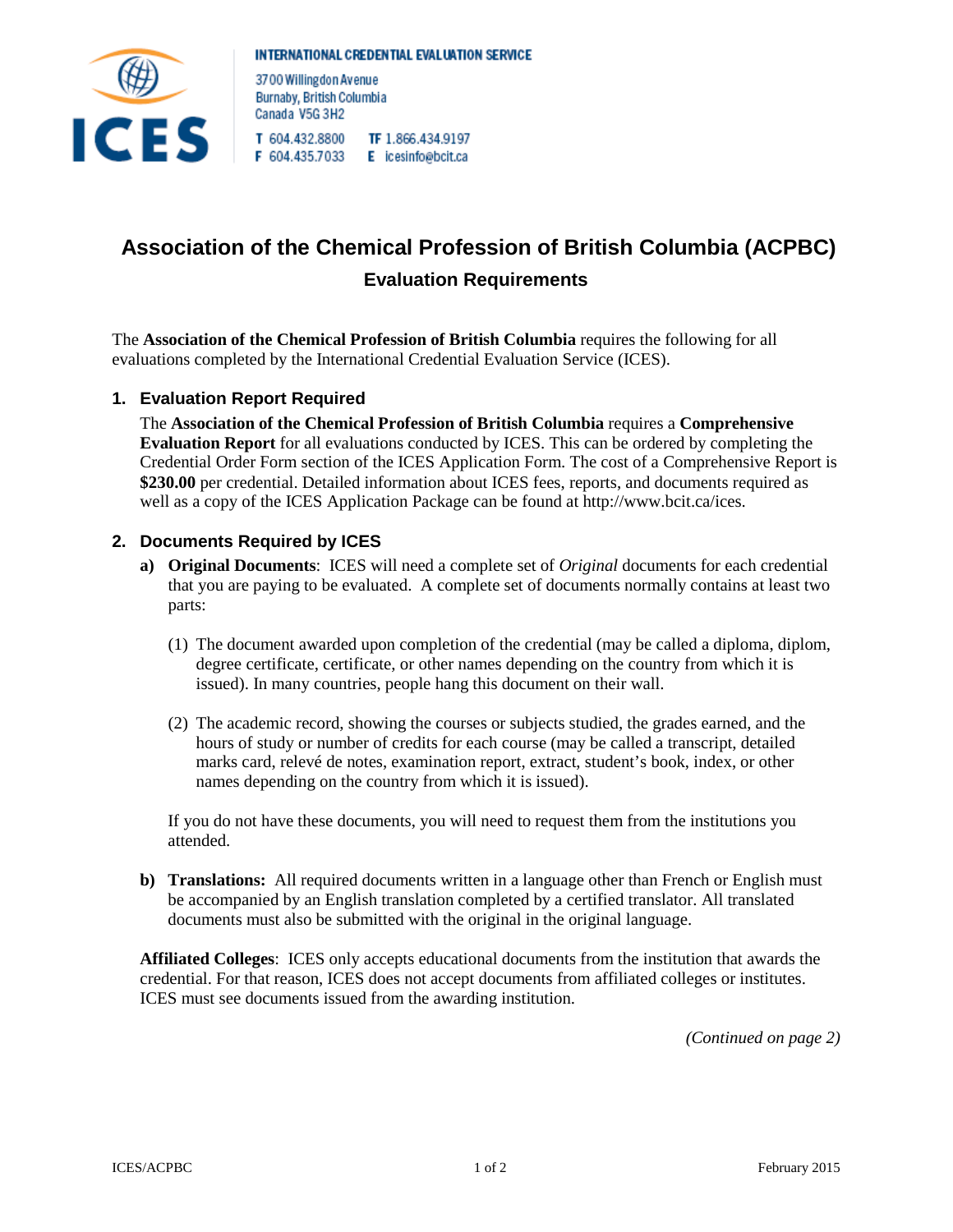INTERNATIONAL CREDENTIAL EVALUATION SERVICE

3700 Willingdon Avenue
Burnaby, British Columbia
Canada V5G 3H2

T 604.432.8800 TF 1.866.434.9197
F 604.435.7033 E icesinfo@bcit.ca

# Association of the Chemical Profession of British Columbia (ACPBC)

## Evaluation Requirements

The **Association of the Chemical Profession of British Columbia** requires the following for all evaluations completed by the International Credential Evaluation Service (ICES).

### 1. Evaluation Report Required

The **Association of the Chemical Profession of British Columbia** requires a **Comprehensive Evaluation Report** for all evaluations conducted by ICES. This can be ordered by completing the Credential Order Form section of the ICES Application Form. The cost of a Comprehensive Report is **$230.00** per credential. Detailed information about ICES fees, reports, and documents required as well as a copy of the ICES Application Package can be found at http://www.bcit.ca/ices.

### 2. Documents Required by ICES

**a) Original Documents**: ICES will need a complete set of *Original* documents for each credential that you are paying to be evaluated. A complete set of documents normally contains at least two parts:

(1) The document awarded upon completion of the credential (may be called a diploma, diplom, degree certificate, certificate, or other names depending on the country from which it is issued). In many countries, people hang this document on their wall.

(2) The academic record, showing the courses or subjects studied, the grades earned, and the hours of study or number of credits for each course (may be called a transcript, detailed marks card, relevé de notes, examination report, extract, student's book, index, or other names depending on the country from which it is issued).

If you do not have these documents, you will need to request them from the institutions you attended.

**b) Translations:** All required documents written in a language other than French or English must be accompanied by an English translation completed by a certified translator. All translated documents must also be submitted with the original in the original language.

**Affiliated Colleges**: ICES only accepts educational documents from the institution that awards the credential. For that reason, ICES does not accept documents from affiliated colleges or institutes. ICES must see documents issued from the awarding institution.

*(Continued on page 2)*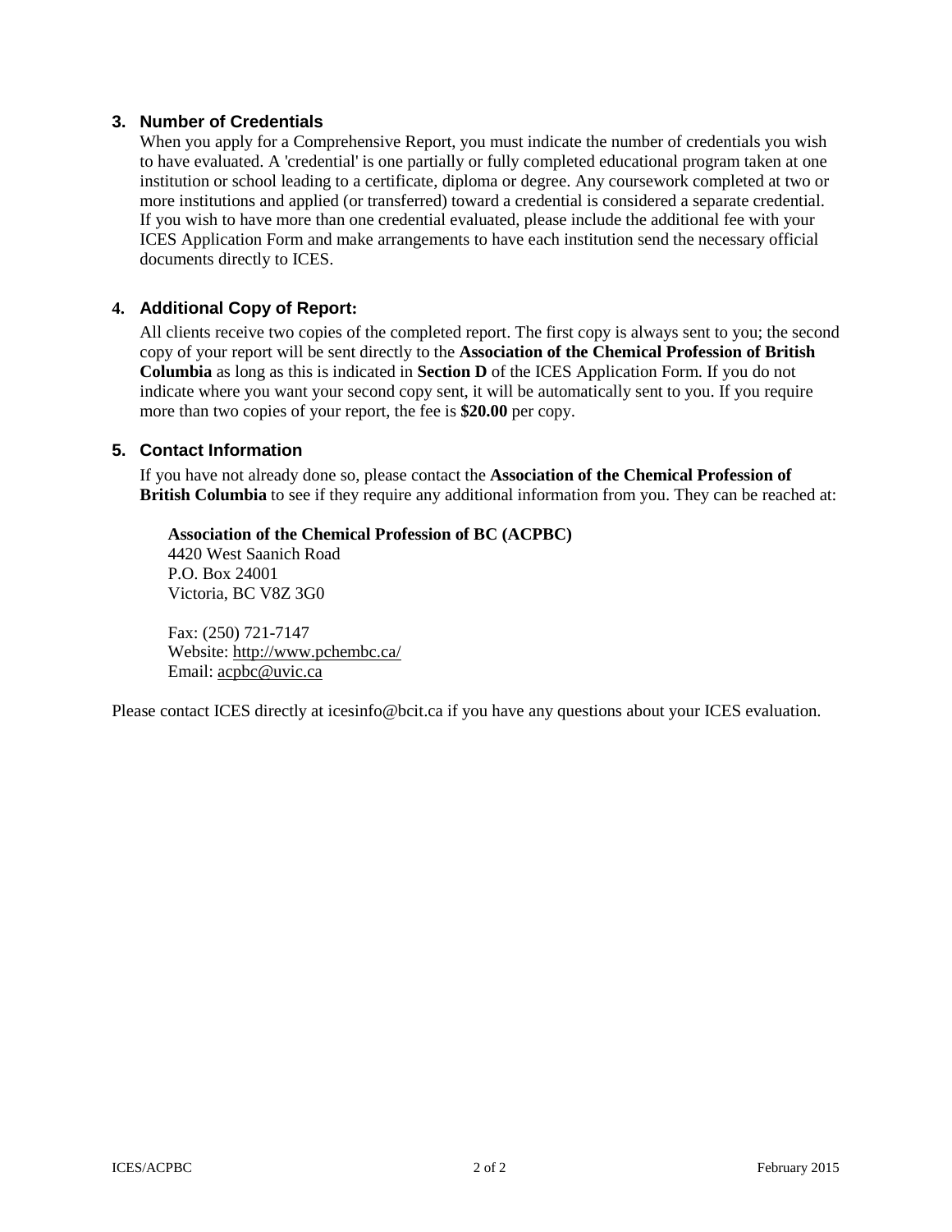### 3. Number of Credentials

When you apply for a Comprehensive Report, you must indicate the number of credentials you wish to have evaluated. A 'credential' is one partially or fully completed educational program taken at one institution or school leading to a certificate, diploma or degree. Any coursework completed at two or more institutions and applied (or transferred) toward a credential is considered a separate credential. If you wish to have more than one credential evaluated, please include the additional fee with your ICES Application Form and make arrangements to have each institution send the necessary official documents directly to ICES.

### 4. Additional Copy of Report:

All clients receive two copies of the completed report. The first copy is always sent to you; the second copy of your report will be sent directly to the **Association of the Chemical Profession of British Columbia** as long as this is indicated in **Section D** of the ICES Application Form. If you do not indicate where you want your second copy sent, it will be automatically sent to you. If you require more than two copies of your report, the fee is **$20.00** per copy.

### 5. Contact Information

If you have not already done so, please contact the **Association of the Chemical Profession of British Columbia** to see if they require any additional information from you. They can be reached at:

**Association of the Chemical Profession of BC (ACPBC)**
4420 West Saanich Road
P.O. Box 24001
Victoria, BC V8Z 3G0

Fax: (250) 721-7147
Website: http://www.pchembc.ca/
Email: acpbc@uvic.ca

Please contact ICES directly at icesinfo@bcit.ca if you have any questions about your ICES evaluation.